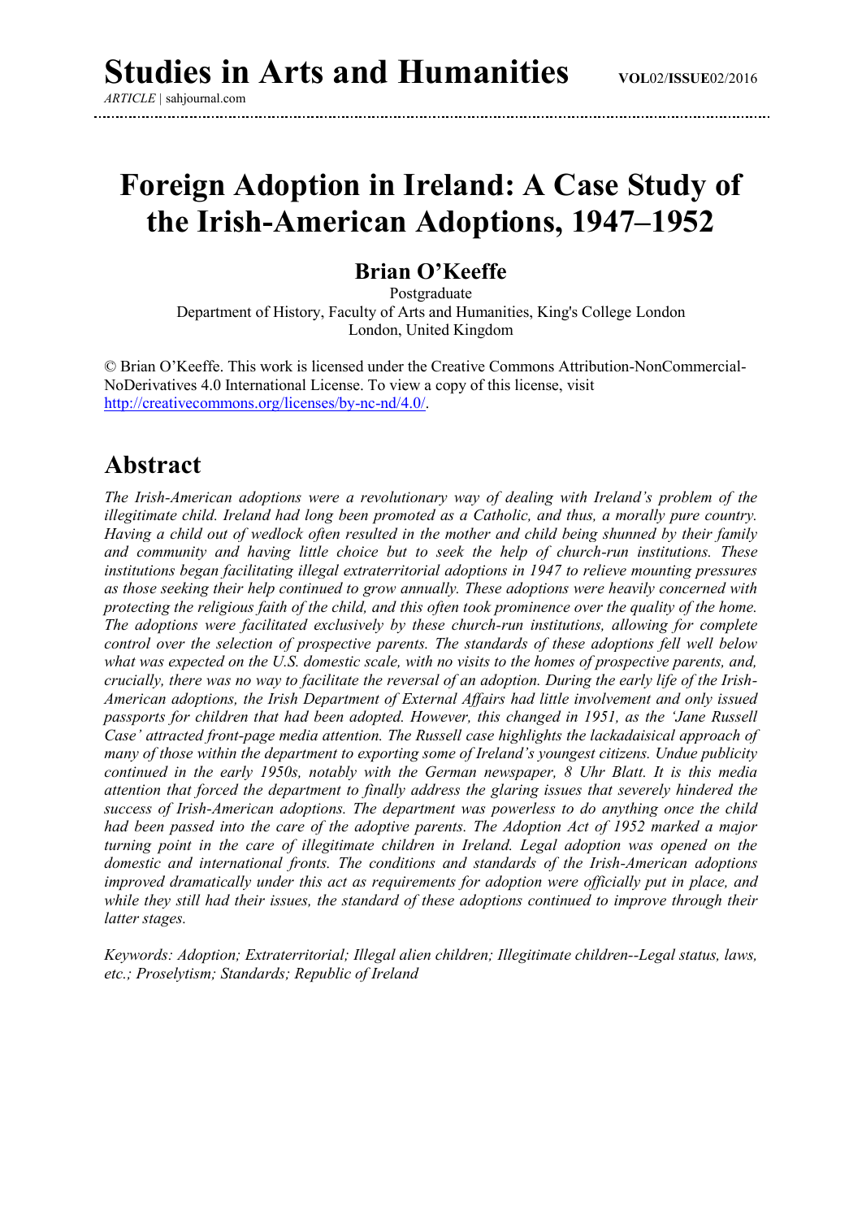# Foreign Adoption in Ireland: A Case Study of the Irish-American Adoptions, 1947–1952

## Brian O'Keeffe

Postgraduate
Department of History, Faculty of Arts and Humanities, King's College London
London, United Kingdom

© Brian O'Keeffe. This work is licensed under the Creative Commons Attribution-NonCommercial-NoDerivatives 4.0 International License. To view a copy of this license, visit http://creativecommons.org/licenses/by-nc-nd/4.0/.

## Abstract

*The Irish-American adoptions were a revolutionary way of dealing with Ireland's problem of the illegitimate child. Ireland had long been promoted as a Catholic, and thus, a morally pure country. Having a child out of wedlock often resulted in the mother and child being shunned by their family and community and having little choice but to seek the help of church-run institutions. These institutions began facilitating illegal extraterritorial adoptions in 1947 to relieve mounting pressures as those seeking their help continued to grow annually. These adoptions were heavily concerned with protecting the religious faith of the child, and this often took prominence over the quality of the home. The adoptions were facilitated exclusively by these church-run institutions, allowing for complete control over the selection of prospective parents. The standards of these adoptions fell well below what was expected on the U.S. domestic scale, with no visits to the homes of prospective parents, and, crucially, there was no way to facilitate the reversal of an adoption. During the early life of the Irish-American adoptions, the Irish Department of External Affairs had little involvement and only issued passports for children that had been adopted. However, this changed in 1951, as the 'Jane Russell Case' attracted front-page media attention. The Russell case highlights the lackadaisical approach of many of those within the department to exporting some of Ireland's youngest citizens. Undue publicity continued in the early 1950s, notably with the German newspaper, 8 Uhr Blatt. It is this media attention that forced the department to finally address the glaring issues that severely hindered the success of Irish-American adoptions. The department was powerless to do anything once the child had been passed into the care of the adoptive parents. The Adoption Act of 1952 marked a major turning point in the care of illegitimate children in Ireland. Legal adoption was opened on the domestic and international fronts. The conditions and standards of the Irish-American adoptions improved dramatically under this act as requirements for adoption were officially put in place, and while they still had their issues, the standard of these adoptions continued to improve through their latter stages.*

*Keywords: Adoption; Extraterritorial; Illegal alien children; Illegitimate children--Legal status, laws, etc.; Proselytism; Standards; Republic of Ireland*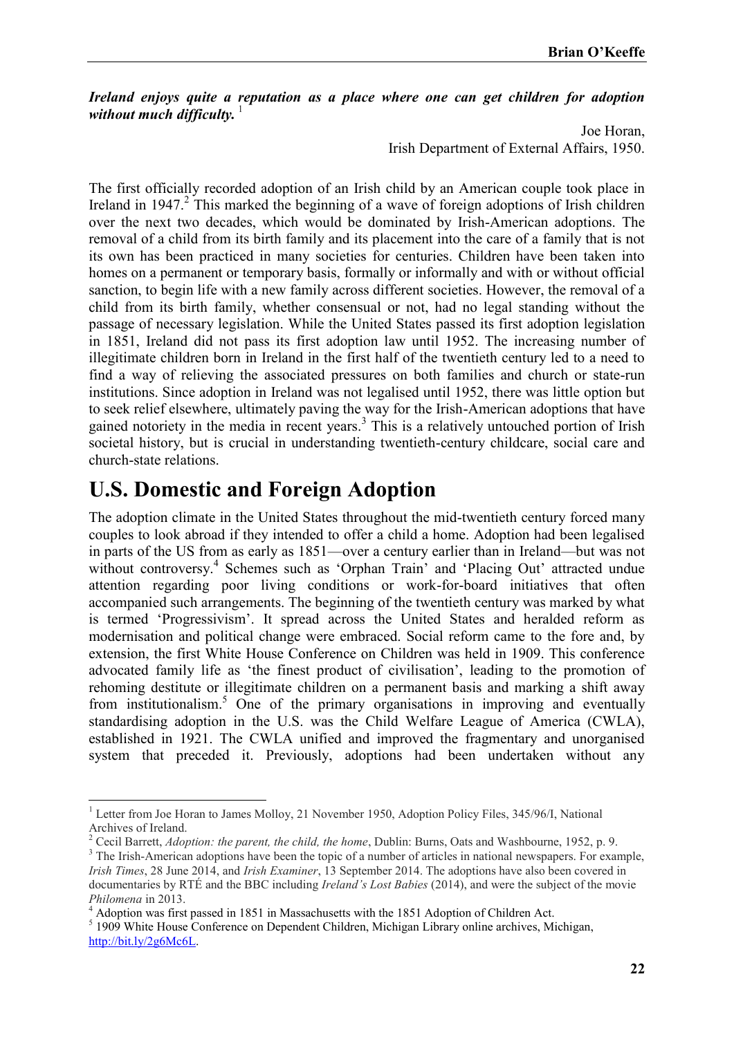***Ireland enjoys quite a reputation as a place where one can get children for adoption without much difficulty.*** [1]

Joe Horan,
Irish Department of External Affairs, 1950.

The first officially recorded adoption of an Irish child by an American couple took place in Ireland in 1947.[2] This marked the beginning of a wave of foreign adoptions of Irish children over the next two decades, which would be dominated by Irish-American adoptions. The removal of a child from its birth family and its placement into the care of a family that is not its own has been practiced in many societies for centuries. Children have been taken into homes on a permanent or temporary basis, formally or informally and with or without official sanction, to begin life with a new family across different societies. However, the removal of a child from its birth family, whether consensual or not, had no legal standing without the passage of necessary legislation. While the United States passed its first adoption legislation in 1851, Ireland did not pass its first adoption law until 1952. The increasing number of illegitimate children born in Ireland in the first half of the twentieth century led to a need to find a way of relieving the associated pressures on both families and church or state-run institutions. Since adoption in Ireland was not legalised until 1952, there was little option but to seek relief elsewhere, ultimately paving the way for the Irish-American adoptions that have gained notoriety in the media in recent years.[3] This is a relatively untouched portion of Irish societal history, but is crucial in understanding twentieth-century childcare, social care and church-state relations.

# U.S. Domestic and Foreign Adoption

The adoption climate in the United States throughout the mid-twentieth century forced many couples to look abroad if they intended to offer a child a home. Adoption had been legalised in parts of the US from as early as 1851—over a century earlier than in Ireland—but was not without controversy.[4] Schemes such as 'Orphan Train' and 'Placing Out' attracted undue attention regarding poor living conditions or work-for-board initiatives that often accompanied such arrangements. The beginning of the twentieth century was marked by what is termed 'Progressivism'. It spread across the United States and heralded reform as modernisation and political change were embraced. Social reform came to the fore and, by extension, the first White House Conference on Children was held in 1909. This conference advocated family life as 'the finest product of civilisation', leading to the promotion of rehoming destitute or illegitimate children on a permanent basis and marking a shift away from institutionalism.[5] One of the primary organisations in improving and eventually standardising adoption in the U.S. was the Child Welfare League of America (CWLA), established in 1921. The CWLA unified and improved the fragmentary and unorganised system that preceded it. Previously, adoptions had been undertaken without any

---

[1] Letter from Joe Horan to James Molloy, 21 November 1950, Adoption Policy Files, 345/96/I, National Archives of Ireland.

[2] Cecil Barrett, *Adoption: the parent, the child, the home*, Dublin: Burns, Oats and Washbourne, 1952, p. 9.

[3] The Irish-American adoptions have been the topic of a number of articles in national newspapers. For example, *Irish Times*, 28 June 2014, and *Irish Examiner*, 13 September 2014. The adoptions have also been covered in documentaries by RTÉ and the BBC including *Ireland's Lost Babies* (2014), and were the subject of the movie *Philomena* in 2013.

[4] Adoption was first passed in 1851 in Massachusetts with the 1851 Adoption of Children Act.

[5] 1909 White House Conference on Dependent Children, Michigan Library online archives, Michigan, http://bit.ly/2g6Mc6L.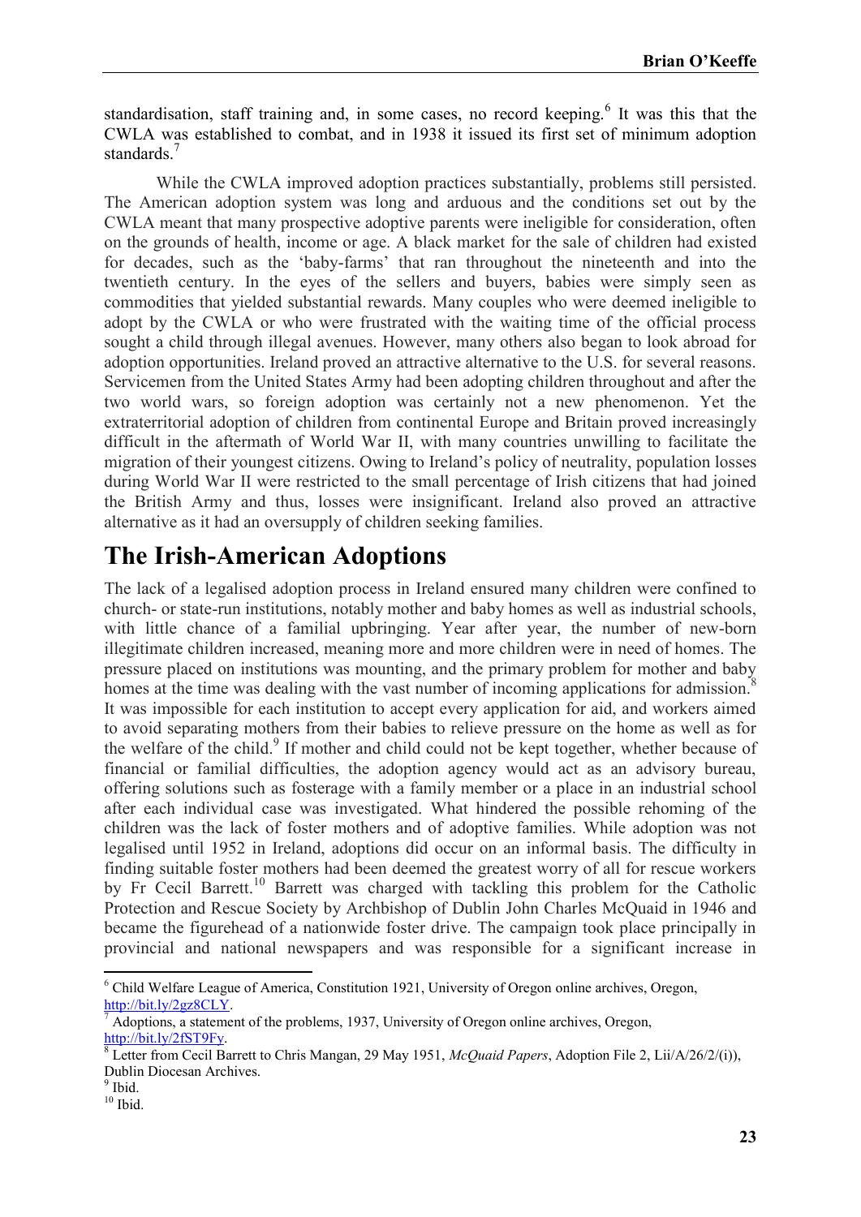standardisation, staff training and, in some cases, no record keeping.[6] It was this that the CWLA was established to combat, and in 1938 it issued its first set of minimum adoption standards.[7]

While the CWLA improved adoption practices substantially, problems still persisted. The American adoption system was long and arduous and the conditions set out by the CWLA meant that many prospective adoptive parents were ineligible for consideration, often on the grounds of health, income or age. A black market for the sale of children had existed for decades, such as the 'baby-farms' that ran throughout the nineteenth and into the twentieth century. In the eyes of the sellers and buyers, babies were simply seen as commodities that yielded substantial rewards. Many couples who were deemed ineligible to adopt by the CWLA or who were frustrated with the waiting time of the official process sought a child through illegal avenues. However, many others also began to look abroad for adoption opportunities. Ireland proved an attractive alternative to the U.S. for several reasons. Servicemen from the United States Army had been adopting children throughout and after the two world wars, so foreign adoption was certainly not a new phenomenon. Yet the extraterritorial adoption of children from continental Europe and Britain proved increasingly difficult in the aftermath of World War II, with many countries unwilling to facilitate the migration of their youngest citizens. Owing to Ireland's policy of neutrality, population losses during World War II were restricted to the small percentage of Irish citizens that had joined the British Army and thus, losses were insignificant. Ireland also proved an attractive alternative as it had an oversupply of children seeking families.

## The Irish-American Adoptions

The lack of a legalised adoption process in Ireland ensured many children were confined to church- or state-run institutions, notably mother and baby homes as well as industrial schools, with little chance of a familial upbringing. Year after year, the number of new-born illegitimate children increased, meaning more and more children were in need of homes. The pressure placed on institutions was mounting, and the primary problem for mother and baby homes at the time was dealing with the vast number of incoming applications for admission.[8] It was impossible for each institution to accept every application for aid, and workers aimed to avoid separating mothers from their babies to relieve pressure on the home as well as for the welfare of the child.[9] If mother and child could not be kept together, whether because of financial or familial difficulties, the adoption agency would act as an advisory bureau, offering solutions such as fosterage with a family member or a place in an industrial school after each individual case was investigated. What hindered the possible rehoming of the children was the lack of foster mothers and of adoptive families. While adoption was not legalised until 1952 in Ireland, adoptions did occur on an informal basis. The difficulty in finding suitable foster mothers had been deemed the greatest worry of all for rescue workers by Fr Cecil Barrett.[10] Barrett was charged with tackling this problem for the Catholic Protection and Rescue Society by Archbishop of Dublin John Charles McQuaid in 1946 and became the figurehead of a nationwide foster drive. The campaign took place principally in provincial and national newspapers and was responsible for a significant increase in

---

[6] Child Welfare League of America, Constitution 1921, University of Oregon online archives, Oregon, http://bit.ly/2gz8CLY.

[7] Adoptions, a statement of the problems, 1937, University of Oregon online archives, Oregon, http://bit.ly/2fST9Fy.

[8] Letter from Cecil Barrett to Chris Mangan, 29 May 1951, *McQuaid Papers*, Adoption File 2, Lii/A/26/2/(i)), Dublin Diocesan Archives.

[9] Ibid.

[10] Ibid.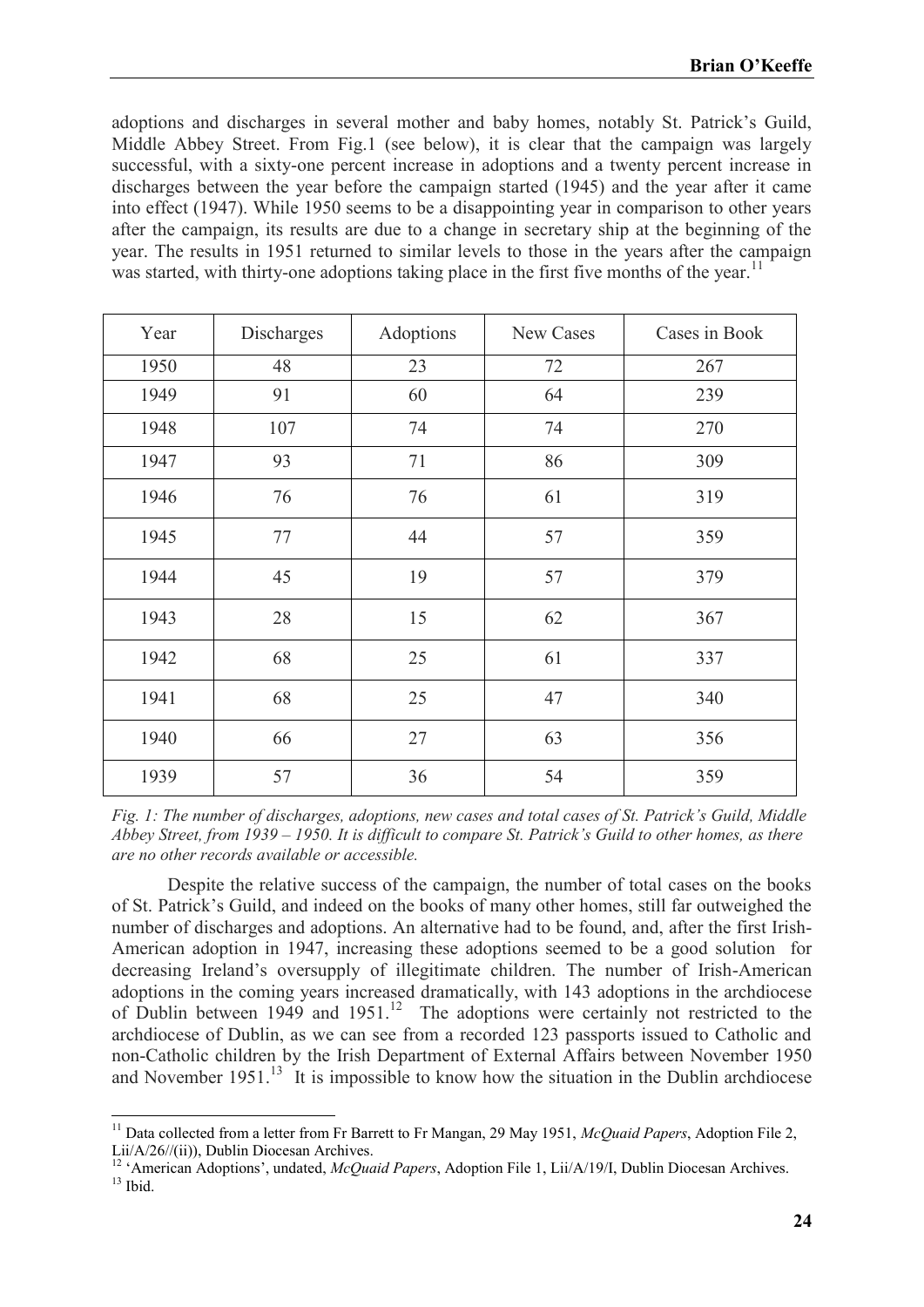adoptions and discharges in several mother and baby homes, notably St. Patrick's Guild, Middle Abbey Street. From Fig.1 (see below), it is clear that the campaign was largely successful, with a sixty-one percent increase in adoptions and a twenty percent increase in discharges between the year before the campaign started (1945) and the year after it came into effect (1947). While 1950 seems to be a disappointing year in comparison to other years after the campaign, its results are due to a change in secretary ship at the beginning of the year. The results in 1951 returned to similar levels to those in the years after the campaign was started, with thirty-one adoptions taking place in the first five months of the year.[11]

| Year | Discharges | Adoptions | New Cases | Cases in Book |
|---|---|---|---|---|
| 1950 | 48 | 23 | 72 | 267 |
| 1949 | 91 | 60 | 64 | 239 |
| 1948 | 107 | 74 | 74 | 270 |
| 1947 | 93 | 71 | 86 | 309 |
| 1946 | 76 | 76 | 61 | 319 |
| 1945 | 77 | 44 | 57 | 359 |
| 1944 | 45 | 19 | 57 | 379 |
| 1943 | 28 | 15 | 62 | 367 |
| 1942 | 68 | 25 | 61 | 337 |
| 1941 | 68 | 25 | 47 | 340 |
| 1940 | 66 | 27 | 63 | 356 |
| 1939 | 57 | 36 | 54 | 359 |

*Fig. 1: The number of discharges, adoptions, new cases and total cases of St. Patrick's Guild, Middle Abbey Street, from 1939 – 1950. It is difficult to compare St. Patrick's Guild to other homes, as there are no other records available or accessible.*

Despite the relative success of the campaign, the number of total cases on the books of St. Patrick's Guild, and indeed on the books of many other homes, still far outweighed the number of discharges and adoptions. An alternative had to be found, and, after the first Irish-American adoption in 1947, increasing these adoptions seemed to be a good solution for decreasing Ireland's oversupply of illegitimate children. The number of Irish-American adoptions in the coming years increased dramatically, with 143 adoptions in the archdiocese of Dublin between 1949 and 1951.[12] The adoptions were certainly not restricted to the archdiocese of Dublin, as we can see from a recorded 123 passports issued to Catholic and non-Catholic children by the Irish Department of External Affairs between November 1950 and November 1951.[13] It is impossible to know how the situation in the Dublin archdiocese

---

[11] Data collected from a letter from Fr Barrett to Fr Mangan, 29 May 1951, *McQuaid Papers*, Adoption File 2, Lii/A/26//(ii)), Dublin Diocesan Archives.

[12] 'American Adoptions', undated, *McQuaid Papers*, Adoption File 1, Lii/A/19/I, Dublin Diocesan Archives.

[13] Ibid.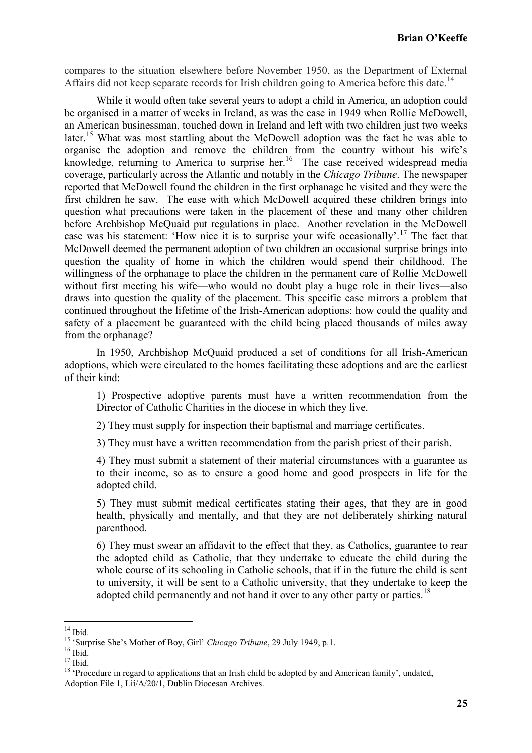compares to the situation elsewhere before November 1950, as the Department of External Affairs did not keep separate records for Irish children going to America before this date.[14]

While it would often take several years to adopt a child in America, an adoption could be organised in a matter of weeks in Ireland, as was the case in 1949 when Rollie McDowell, an American businessman, touched down in Ireland and left with two children just two weeks later.[15] What was most startling about the McDowell adoption was the fact he was able to organise the adoption and remove the children from the country without his wife's knowledge, returning to America to surprise her.[16] The case received widespread media coverage, particularly across the Atlantic and notably in the *Chicago Tribune*. The newspaper reported that McDowell found the children in the first orphanage he visited and they were the first children he saw. The ease with which McDowell acquired these children brings into question what precautions were taken in the placement of these and many other children before Archbishop McQuaid put regulations in place. Another revelation in the McDowell case was his statement: 'How nice it is to surprise your wife occasionally'.[17] The fact that McDowell deemed the permanent adoption of two children an occasional surprise brings into question the quality of home in which the children would spend their childhood. The willingness of the orphanage to place the children in the permanent care of Rollie McDowell without first meeting his wife—who would no doubt play a huge role in their lives—also draws into question the quality of the placement. This specific case mirrors a problem that continued throughout the lifetime of the Irish-American adoptions: how could the quality and safety of a placement be guaranteed with the child being placed thousands of miles away from the orphanage?

In 1950, Archbishop McQuaid produced a set of conditions for all Irish-American adoptions, which were circulated to the homes facilitating these adoptions and are the earliest of their kind:

> 1) Prospective adoptive parents must have a written recommendation from the Director of Catholic Charities in the diocese in which they live.
>
> 2) They must supply for inspection their baptismal and marriage certificates.
>
> 3) They must have a written recommendation from the parish priest of their parish.
>
> 4) They must submit a statement of their material circumstances with a guarantee as to their income, so as to ensure a good home and good prospects in life for the adopted child.
>
> 5) They must submit medical certificates stating their ages, that they are in good health, physically and mentally, and that they are not deliberately shirking natural parenthood.
>
> 6) They must swear an affidavit to the effect that they, as Catholics, guarantee to rear the adopted child as Catholic, that they undertake to educate the child during the whole course of its schooling in Catholic schools, that if in the future the child is sent to university, it will be sent to a Catholic university, that they undertake to keep the adopted child permanently and not hand it over to any other party or parties.[18]

---

[14] Ibid.

[15] 'Surprise She's Mother of Boy, Girl' *Chicago Tribune*, 29 July 1949, p.1.

[16] Ibid.

[17] Ibid.

[18] 'Procedure in regard to applications that an Irish child be adopted by and American family', undated, Adoption File 1, Lii/A/20/1, Dublin Diocesan Archives.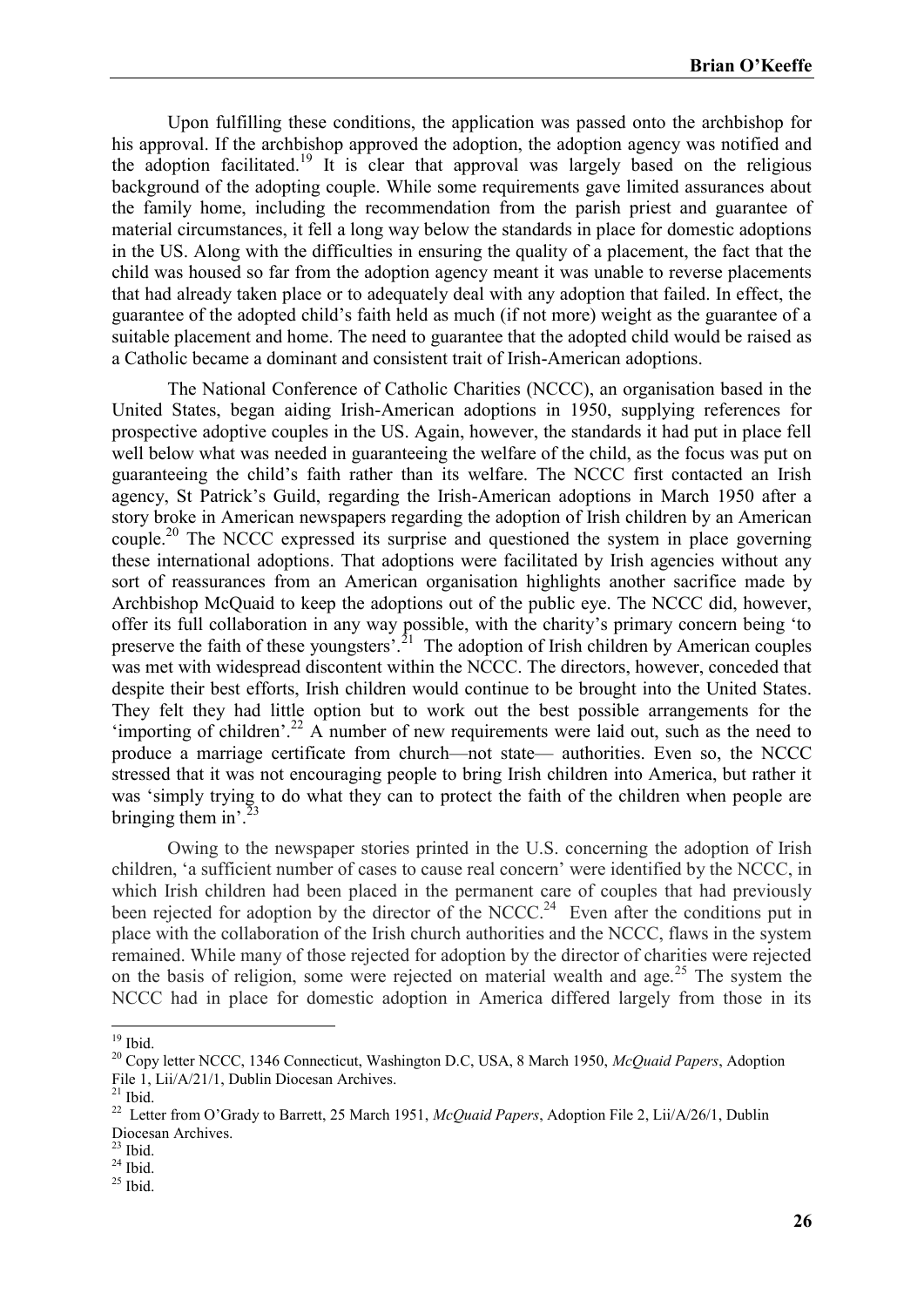Upon fulfilling these conditions, the application was passed onto the archbishop for his approval. If the archbishop approved the adoption, the adoption agency was notified and the adoption facilitated.[19] It is clear that approval was largely based on the religious background of the adopting couple. While some requirements gave limited assurances about the family home, including the recommendation from the parish priest and guarantee of material circumstances, it fell a long way below the standards in place for domestic adoptions in the US. Along with the difficulties in ensuring the quality of a placement, the fact that the child was housed so far from the adoption agency meant it was unable to reverse placements that had already taken place or to adequately deal with any adoption that failed. In effect, the guarantee of the adopted child's faith held as much (if not more) weight as the guarantee of a suitable placement and home. The need to guarantee that the adopted child would be raised as a Catholic became a dominant and consistent trait of Irish-American adoptions.

The National Conference of Catholic Charities (NCCC), an organisation based in the United States, began aiding Irish-American adoptions in 1950, supplying references for prospective adoptive couples in the US. Again, however, the standards it had put in place fell well below what was needed in guaranteeing the welfare of the child, as the focus was put on guaranteeing the child's faith rather than its welfare. The NCCC first contacted an Irish agency, St Patrick's Guild, regarding the Irish-American adoptions in March 1950 after a story broke in American newspapers regarding the adoption of Irish children by an American couple.[20] The NCCC expressed its surprise and questioned the system in place governing these international adoptions. That adoptions were facilitated by Irish agencies without any sort of reassurances from an American organisation highlights another sacrifice made by Archbishop McQuaid to keep the adoptions out of the public eye. The NCCC did, however, offer its full collaboration in any way possible, with the charity's primary concern being 'to preserve the faith of these youngsters'.[21] The adoption of Irish children by American couples was met with widespread discontent within the NCCC. The directors, however, conceded that despite their best efforts, Irish children would continue to be brought into the United States. They felt they had little option but to work out the best possible arrangements for the 'importing of children'.[22] A number of new requirements were laid out, such as the need to produce a marriage certificate from church—not state— authorities. Even so, the NCCC stressed that it was not encouraging people to bring Irish children into America, but rather it was 'simply trying to do what they can to protect the faith of the children when people are bringing them in'.[23]

Owing to the newspaper stories printed in the U.S. concerning the adoption of Irish children, 'a sufficient number of cases to cause real concern' were identified by the NCCC, in which Irish children had been placed in the permanent care of couples that had previously been rejected for adoption by the director of the NCCC.[24] Even after the conditions put in place with the collaboration of the Irish church authorities and the NCCC, flaws in the system remained. While many of those rejected for adoption by the director of charities were rejected on the basis of religion, some were rejected on material wealth and age.[25] The system the NCCC had in place for domestic adoption in America differed largely from those in its

---

[19] Ibid.

[20] Copy letter NCCC, 1346 Connecticut, Washington D.C, USA, 8 March 1950, *McQuaid Papers*, Adoption File 1, Lii/A/21/1, Dublin Diocesan Archives.

[21] Ibid.

[22] Letter from O'Grady to Barrett, 25 March 1951, *McQuaid Papers*, Adoption File 2, Lii/A/26/1, Dublin Diocesan Archives.

[23] Ibid.

[24] Ibid.

[25] Ibid.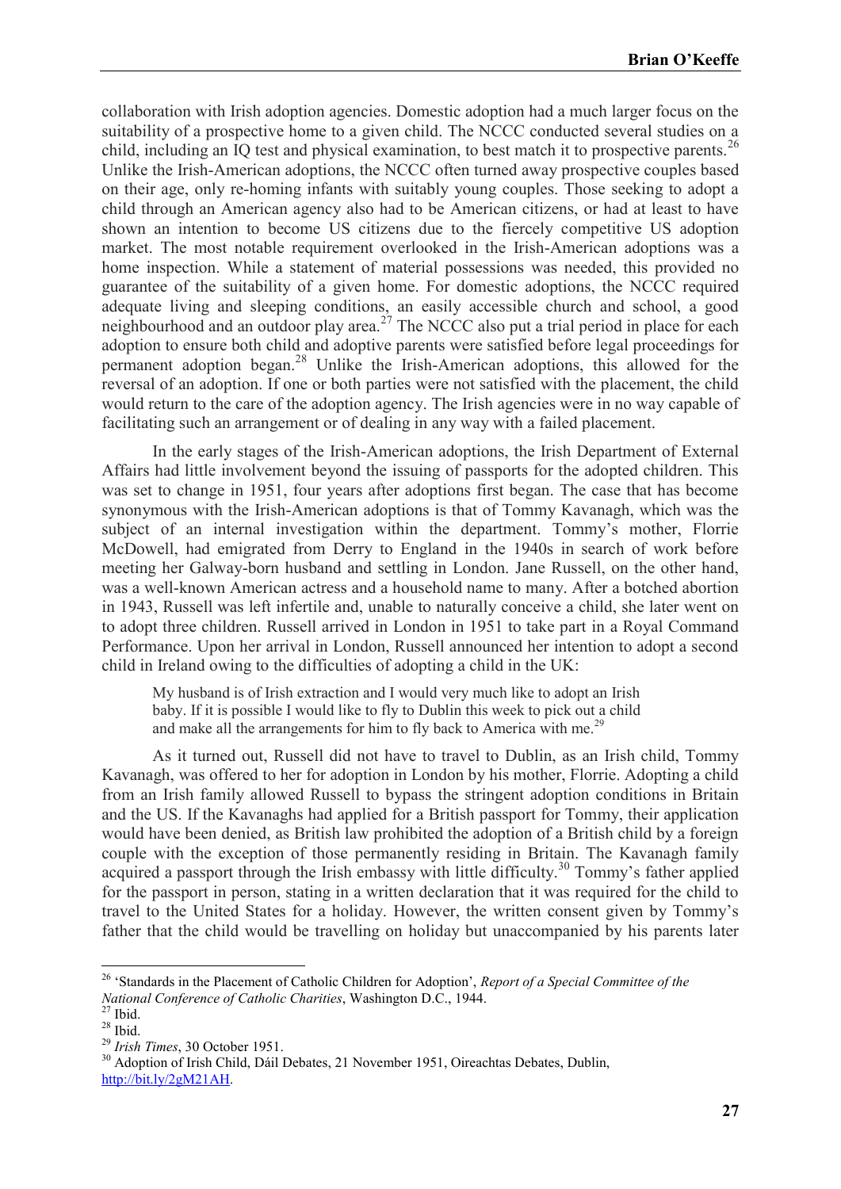collaboration with Irish adoption agencies. Domestic adoption had a much larger focus on the suitability of a prospective home to a given child. The NCCC conducted several studies on a child, including an IQ test and physical examination, to best match it to prospective parents.[26] Unlike the Irish-American adoptions, the NCCC often turned away prospective couples based on their age, only re-homing infants with suitably young couples. Those seeking to adopt a child through an American agency also had to be American citizens, or had at least to have shown an intention to become US citizens due to the fiercely competitive US adoption market. The most notable requirement overlooked in the Irish-American adoptions was a home inspection. While a statement of material possessions was needed, this provided no guarantee of the suitability of a given home. For domestic adoptions, the NCCC required adequate living and sleeping conditions, an easily accessible church and school, a good neighbourhood and an outdoor play area.[27] The NCCC also put a trial period in place for each adoption to ensure both child and adoptive parents were satisfied before legal proceedings for permanent adoption began.[28] Unlike the Irish-American adoptions, this allowed for the reversal of an adoption. If one or both parties were not satisfied with the placement, the child would return to the care of the adoption agency. The Irish agencies were in no way capable of facilitating such an arrangement or of dealing in any way with a failed placement.

In the early stages of the Irish-American adoptions, the Irish Department of External Affairs had little involvement beyond the issuing of passports for the adopted children. This was set to change in 1951, four years after adoptions first began. The case that has become synonymous with the Irish-American adoptions is that of Tommy Kavanagh, which was the subject of an internal investigation within the department. Tommy's mother, Florrie McDowell, had emigrated from Derry to England in the 1940s in search of work before meeting her Galway-born husband and settling in London. Jane Russell, on the other hand, was a well-known American actress and a household name to many. After a botched abortion in 1943, Russell was left infertile and, unable to naturally conceive a child, she later went on to adopt three children. Russell arrived in London in 1951 to take part in a Royal Command Performance. Upon her arrival in London, Russell announced her intention to adopt a second child in Ireland owing to the difficulties of adopting a child in the UK:

> My husband is of Irish extraction and I would very much like to adopt an Irish baby. If it is possible I would like to fly to Dublin this week to pick out a child and make all the arrangements for him to fly back to America with me.[29]

As it turned out, Russell did not have to travel to Dublin, as an Irish child, Tommy Kavanagh, was offered to her for adoption in London by his mother, Florrie. Adopting a child from an Irish family allowed Russell to bypass the stringent adoption conditions in Britain and the US. If the Kavanaghs had applied for a British passport for Tommy, their application would have been denied, as British law prohibited the adoption of a British child by a foreign couple with the exception of those permanently residing in Britain. The Kavanagh family acquired a passport through the Irish embassy with little difficulty.[30] Tommy's father applied for the passport in person, stating in a written declaration that it was required for the child to travel to the United States for a holiday. However, the written consent given by Tommy's father that the child would be travelling on holiday but unaccompanied by his parents later

---

[26] 'Standards in the Placement of Catholic Children for Adoption', *Report of a Special Committee of the National Conference of Catholic Charities*, Washington D.C., 1944.

[27] Ibid.

[28] Ibid.

[29] *Irish Times*, 30 October 1951.

[30] Adoption of Irish Child, Dáil Debates, 21 November 1951, Oireachtas Debates, Dublin, http://bit.ly/2gM21AH.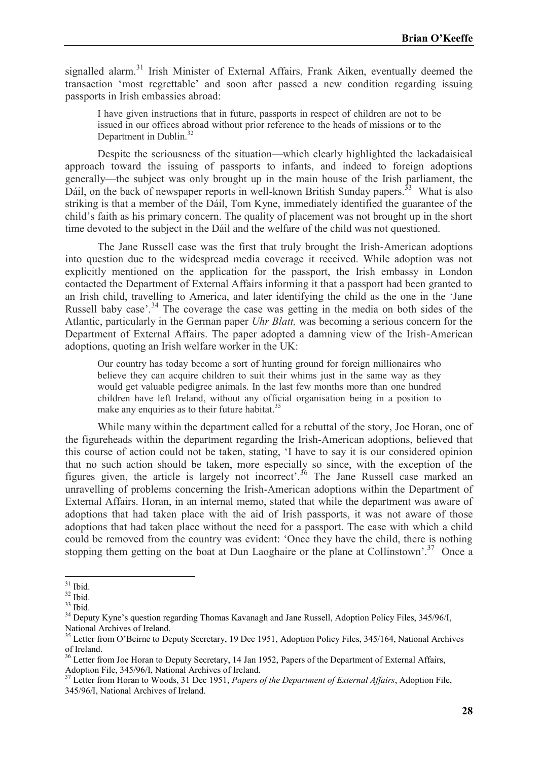signalled alarm.[31] Irish Minister of External Affairs, Frank Aiken, eventually deemed the transaction 'most regrettable' and soon after passed a new condition regarding issuing passports in Irish embassies abroad:

> I have given instructions that in future, passports in respect of children are not to be issued in our offices abroad without prior reference to the heads of missions or to the Department in Dublin.[32]

Despite the seriousness of the situation—which clearly highlighted the lackadaisical approach toward the issuing of passports to infants, and indeed to foreign adoptions generally—the subject was only brought up in the main house of the Irish parliament, the Dáil, on the back of newspaper reports in well-known British Sunday papers.[33] What is also striking is that a member of the Dáil, Tom Kyne, immediately identified the guarantee of the child's faith as his primary concern. The quality of placement was not brought up in the short time devoted to the subject in the Dáil and the welfare of the child was not questioned.

The Jane Russell case was the first that truly brought the Irish-American adoptions into question due to the widespread media coverage it received. While adoption was not explicitly mentioned on the application for the passport, the Irish embassy in London contacted the Department of External Affairs informing it that a passport had been granted to an Irish child, travelling to America, and later identifying the child as the one in the 'Jane Russell baby case'.[34] The coverage the case was getting in the media on both sides of the Atlantic, particularly in the German paper *Uhr Blatt,* was becoming a serious concern for the Department of External Affairs. The paper adopted a damning view of the Irish-American adoptions, quoting an Irish welfare worker in the UK:

> Our country has today become a sort of hunting ground for foreign millionaires who believe they can acquire children to suit their whims just in the same way as they would get valuable pedigree animals. In the last few months more than one hundred children have left Ireland, without any official organisation being in a position to make any enquiries as to their future habitat.[35]

While many within the department called for a rebuttal of the story, Joe Horan, one of the figureheads within the department regarding the Irish-American adoptions, believed that this course of action could not be taken, stating, 'I have to say it is our considered opinion that no such action should be taken, more especially so since, with the exception of the figures given, the article is largely not incorrect'.[36] The Jane Russell case marked an unravelling of problems concerning the Irish-American adoptions within the Department of External Affairs. Horan, in an internal memo, stated that while the department was aware of adoptions that had taken place with the aid of Irish passports, it was not aware of those adoptions that had taken place without the need for a passport. The ease with which a child could be removed from the country was evident: 'Once they have the child, there is nothing stopping them getting on the boat at Dun Laoghaire or the plane at Collinstown'.[37] Once a

---

[31] Ibid.

[32] Ibid.

[33] Ibid.

[34] Deputy Kyne's question regarding Thomas Kavanagh and Jane Russell, Adoption Policy Files, 345/96/I, National Archives of Ireland.

[35] Letter from O'Beirne to Deputy Secretary, 19 Dec 1951, Adoption Policy Files, 345/164, National Archives of Ireland.

[36] Letter from Joe Horan to Deputy Secretary, 14 Jan 1952, Papers of the Department of External Affairs, Adoption File, 345/96/I, National Archives of Ireland.

[37] Letter from Horan to Woods, 31 Dec 1951, *Papers of the Department of External Affairs*, Adoption File, 345/96/I, National Archives of Ireland.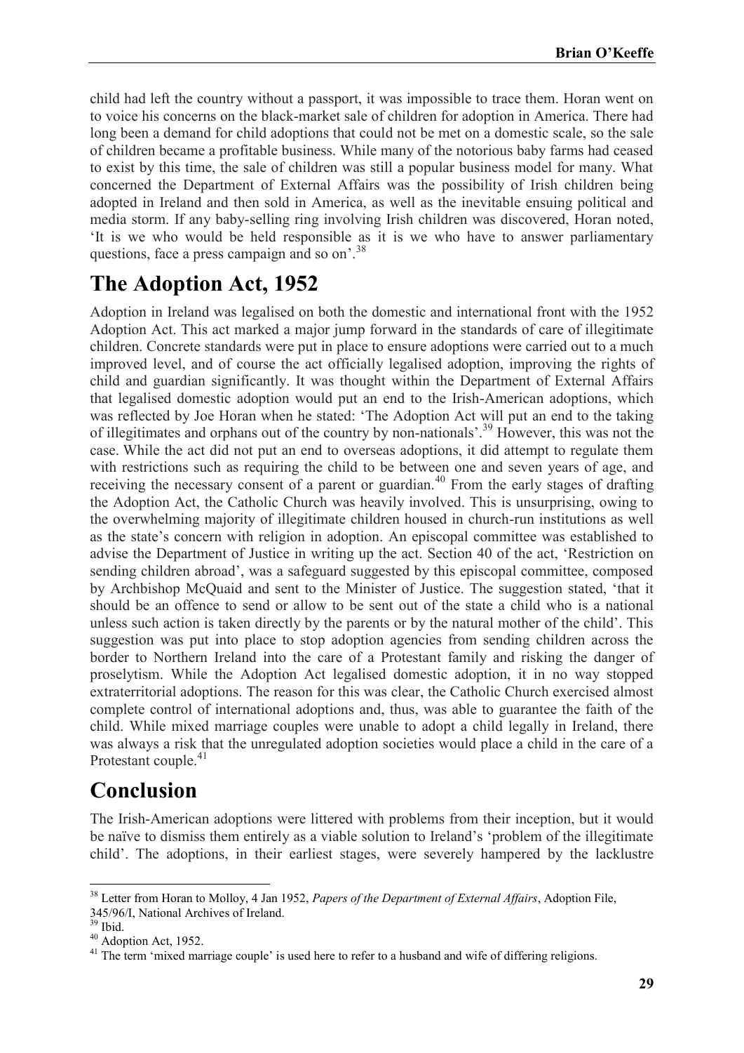child had left the country without a passport, it was impossible to trace them. Horan went on to voice his concerns on the black-market sale of children for adoption in America. There had long been a demand for child adoptions that could not be met on a domestic scale, so the sale of children became a profitable business. While many of the notorious baby farms had ceased to exist by this time, the sale of children was still a popular business model for many. What concerned the Department of External Affairs was the possibility of Irish children being adopted in Ireland and then sold in America, as well as the inevitable ensuing political and media storm. If any baby-selling ring involving Irish children was discovered, Horan noted, 'It is we who would be held responsible as it is we who have to answer parliamentary questions, face a press campaign and so on'.[38]

## The Adoption Act, 1952

Adoption in Ireland was legalised on both the domestic and international front with the 1952 Adoption Act. This act marked a major jump forward in the standards of care of illegitimate children. Concrete standards were put in place to ensure adoptions were carried out to a much improved level, and of course the act officially legalised adoption, improving the rights of child and guardian significantly. It was thought within the Department of External Affairs that legalised domestic adoption would put an end to the Irish-American adoptions, which was reflected by Joe Horan when he stated: 'The Adoption Act will put an end to the taking of illegitimates and orphans out of the country by non-nationals'.[39] However, this was not the case. While the act did not put an end to overseas adoptions, it did attempt to regulate them with restrictions such as requiring the child to be between one and seven years of age, and receiving the necessary consent of a parent or guardian.[40] From the early stages of drafting the Adoption Act, the Catholic Church was heavily involved. This is unsurprising, owing to the overwhelming majority of illegitimate children housed in church-run institutions as well as the state's concern with religion in adoption. An episcopal committee was established to advise the Department of Justice in writing up the act. Section 40 of the act, 'Restriction on sending children abroad', was a safeguard suggested by this episcopal committee, composed by Archbishop McQuaid and sent to the Minister of Justice. The suggestion stated, 'that it should be an offence to send or allow to be sent out of the state a child who is a national unless such action is taken directly by the parents or by the natural mother of the child'. This suggestion was put into place to stop adoption agencies from sending children across the border to Northern Ireland into the care of a Protestant family and risking the danger of proselytism. While the Adoption Act legalised domestic adoption, it in no way stopped extraterritorial adoptions. The reason for this was clear, the Catholic Church exercised almost complete control of international adoptions and, thus, was able to guarantee the faith of the child. While mixed marriage couples were unable to adopt a child legally in Ireland, there was always a risk that the unregulated adoption societies would place a child in the care of a Protestant couple.[41]

## Conclusion

The Irish-American adoptions were littered with problems from their inception, but it would be naïve to dismiss them entirely as a viable solution to Ireland's 'problem of the illegitimate child'. The adoptions, in their earliest stages, were severely hampered by the lacklustre

---

[38] Letter from Horan to Molloy, 4 Jan 1952, *Papers of the Department of External Affairs*, Adoption File, 345/96/I, National Archives of Ireland.

[39] Ibid.

[40] Adoption Act, 1952.

[41] The term 'mixed marriage couple' is used here to refer to a husband and wife of differing religions.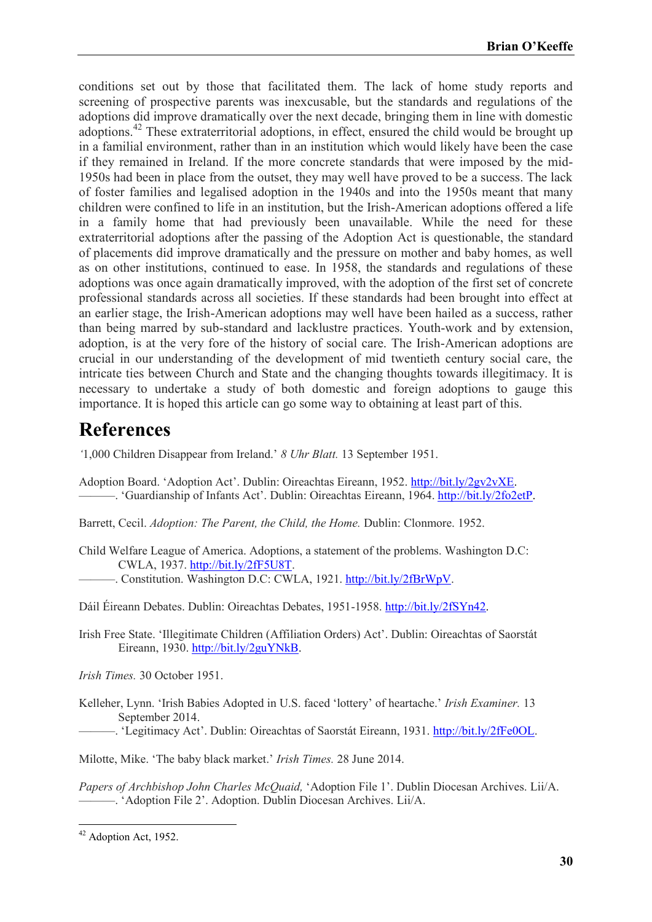conditions set out by those that facilitated them. The lack of home study reports and screening of prospective parents was inexcusable, but the standards and regulations of the adoptions did improve dramatically over the next decade, bringing them in line with domestic adoptions.[42] These extraterritorial adoptions, in effect, ensured the child would be brought up in a familial environment, rather than in an institution which would likely have been the case if they remained in Ireland. If the more concrete standards that were imposed by the mid-1950s had been in place from the outset, they may well have proved to be a success. The lack of foster families and legalised adoption in the 1940s and into the 1950s meant that many children were confined to life in an institution, but the Irish-American adoptions offered a life in a family home that had previously been unavailable. While the need for these extraterritorial adoptions after the passing of the Adoption Act is questionable, the standard of placements did improve dramatically and the pressure on mother and baby homes, as well as on other institutions, continued to ease. In 1958, the standards and regulations of these adoptions was once again dramatically improved, with the adoption of the first set of concrete professional standards across all societies. If these standards had been brought into effect at an earlier stage, the Irish-American adoptions may well have been hailed as a success, rather than being marred by sub-standard and lacklustre practices. Youth-work and by extension, adoption, is at the very fore of the history of social care. The Irish-American adoptions are crucial in our understanding of the development of mid twentieth century social care, the intricate ties between Church and State and the changing thoughts towards illegitimacy. It is necessary to undertake a study of both domestic and foreign adoptions to gauge this importance. It is hoped this article can go some way to obtaining at least part of this.

# References

'1,000 Children Disappear from Ireland.' *8 Uhr Blatt.* 13 September 1951.

Adoption Board. 'Adoption Act'. Dublin: Oireachtas Eireann, 1952. http://bit.ly/2gv2vXE.
———. 'Guardianship of Infants Act'. Dublin: Oireachtas Eireann, 1964. http://bit.ly/2fo2etP.

Barrett, Cecil. *Adoption: The Parent, the Child, the Home.* Dublin: Clonmore. 1952.

Child Welfare League of America. Adoptions, a statement of the problems. Washington D.C: CWLA, 1937. http://bit.ly/2fF5U8T.
———. Constitution. Washington D.C: CWLA, 1921. http://bit.ly/2fBrWpV.

Dáil Éireann Debates. Dublin: Oireachtas Debates, 1951-1958. http://bit.ly/2fSYn42.

Irish Free State. 'Illegitimate Children (Affiliation Orders) Act'. Dublin: Oireachtas of Saorstát Eireann, 1930. http://bit.ly/2guYNkB.

*Irish Times.* 30 October 1951.

Kelleher, Lynn. 'Irish Babies Adopted in U.S. faced 'lottery' of heartache.' *Irish Examiner.* 13 September 2014.
———. 'Legitimacy Act'. Dublin: Oireachtas of Saorstát Eireann, 1931. http://bit.ly/2fFe0OL.

Milotte, Mike. 'The baby black market.' *Irish Times.* 28 June 2014.

*Papers of Archbishop John Charles McQuaid,* 'Adoption File 1'. Dublin Diocesan Archives. Lii/A.
———. 'Adoption File 2'. Adoption. Dublin Diocesan Archives. Lii/A.

---

[42] Adoption Act, 1952.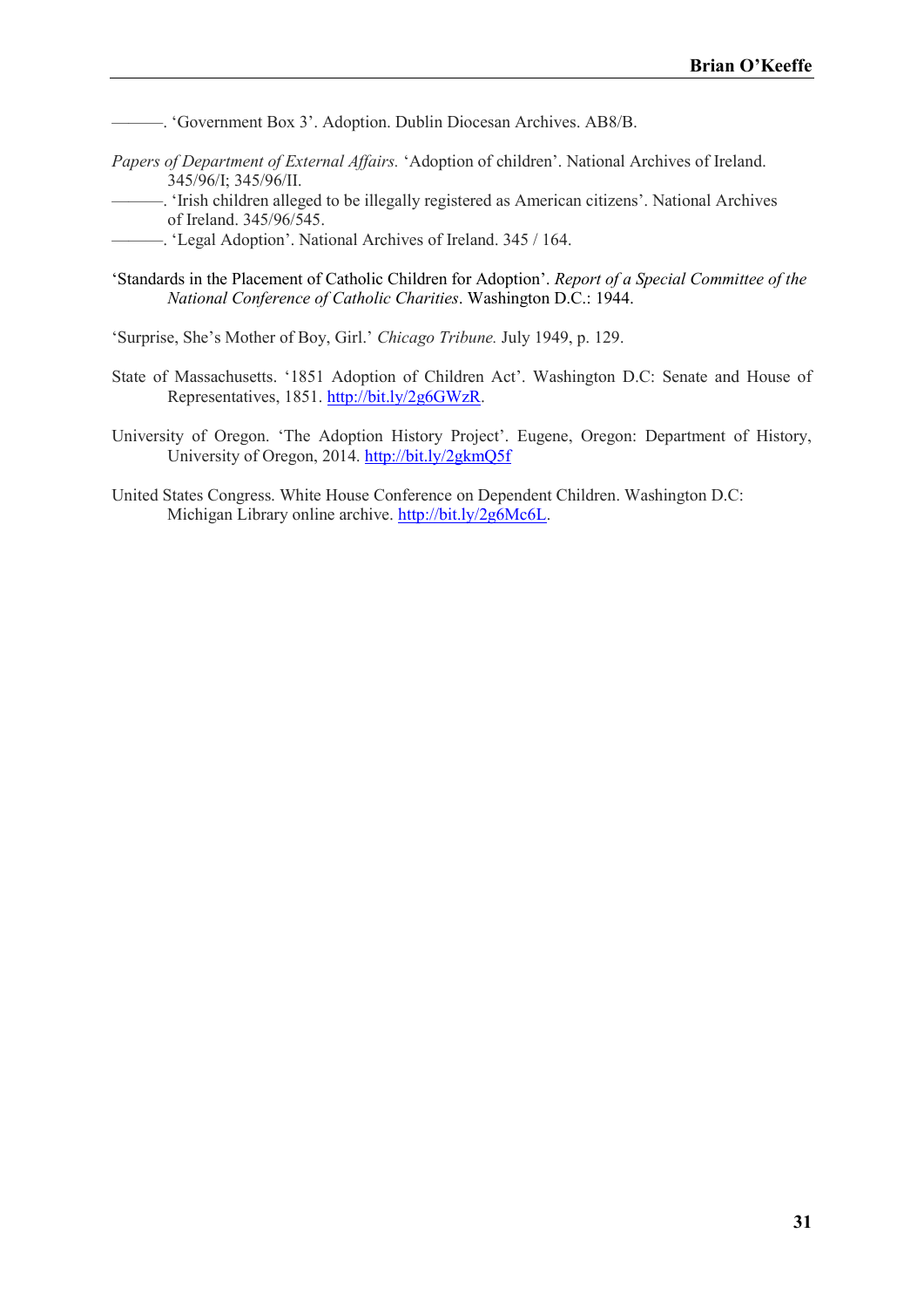———. 'Government Box 3'. Adoption. Dublin Diocesan Archives. AB8/B.

*Papers of Department of External Affairs.* 'Adoption of children'. National Archives of Ireland. 345/96/I; 345/96/II.

———. 'Irish children alleged to be illegally registered as American citizens'. National Archives of Ireland. 345/96/545.

———. 'Legal Adoption'. National Archives of Ireland. 345 / 164.

'Standards in the Placement of Catholic Children for Adoption'. *Report of a Special Committee of the National Conference of Catholic Charities*. Washington D.C.: 1944.

'Surprise, She's Mother of Boy, Girl.' *Chicago Tribune.* July 1949, p. 129.

State of Massachusetts. '1851 Adoption of Children Act'. Washington D.C: Senate and House of Representatives, 1851. http://bit.ly/2g6GWzR.

University of Oregon. 'The Adoption History Project'. Eugene, Oregon: Department of History, University of Oregon, 2014. http://bit.ly/2gkmQ5f

United States Congress. White House Conference on Dependent Children. Washington D.C: Michigan Library online archive. http://bit.ly/2g6Mc6L.